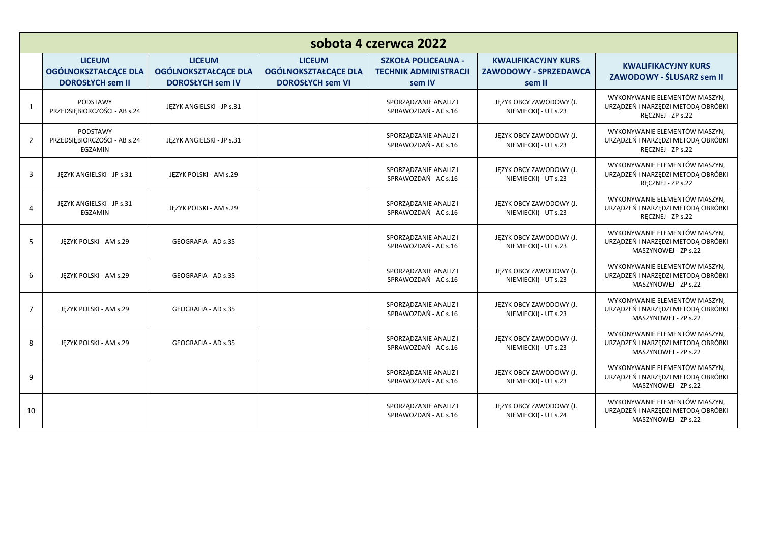## sobota 4 czerwca 2022

| | LICEUM OGÓLNOKSZTAŁCĄCE DLA DOROSŁYCH sem II | LICEUM OGÓLNOKSZTAŁCĄCE DLA DOROSŁYCH sem IV | LICEUM OGÓLNOKSZTAŁCĄCE DLA DOROSŁYCH sem VI | SZKOŁA POLICEALNA - TECHNIK ADMINISTRACJI sem IV | KWALIFIKACYJNY KURS ZAWODOWY - SPRZEDAWCA sem II | KWALIFIKACYJNY KURS ZAWODOWY - ŚLUSARZ sem II |
|---|---|---|---|---|---|---|
| 1 | PODSTAWY PRZEDSIĘBIORCZOŚCI - AB s.24 | JĘZYK ANGIELSKI - JP s.31 | | SPORZĄDZANIE ANALIZ I SPRAWOZDAŃ - AC s.16 | JĘZYK OBCY ZAWODOWY (J. NIEMIECKI) - UT s.23 | WYKONYWANIE ELEMENTÓW MASZYN, URZĄDZEŃ I NARZĘDZI METODĄ OBRÓBKI RĘCZNEJ - ZP s.22 |
| 2 | PODSTAWY PRZEDSIĘBIORCZOŚCI - AB s.24 EGZAMIN | JĘZYK ANGIELSKI - JP s.31 | | SPORZĄDZANIE ANALIZ I SPRAWOZDAŃ - AC s.16 | JĘZYK OBCY ZAWODOWY (J. NIEMIECKI) - UT s.23 | WYKONYWANIE ELEMENTÓW MASZYN, URZĄDZEŃ I NARZĘDZI METODĄ OBRÓBKI RĘCZNEJ - ZP s.22 |
| 3 | JĘZYK ANGIELSKI - JP s.31 | JĘZYK POLSKI - AM s.29 | | SPORZĄDZANIE ANALIZ I SPRAWOZDAŃ - AC s.16 | JĘZYK OBCY ZAWODOWY (J. NIEMIECKI) - UT s.23 | WYKONYWANIE ELEMENTÓW MASZYN, URZĄDZEŃ I NARZĘDZI METODĄ OBRÓBKI RĘCZNEJ - ZP s.22 |
| 4 | JĘZYK ANGIELSKI - JP s.31 EGZAMIN | JĘZYK POLSKI - AM s.29 | | SPORZĄDZANIE ANALIZ I SPRAWOZDAŃ - AC s.16 | JĘZYK OBCY ZAWODOWY (J. NIEMIECKI) - UT s.23 | WYKONYWANIE ELEMENTÓW MASZYN, URZĄDZEŃ I NARZĘDZI METODĄ OBRÓBKI RĘCZNEJ - ZP s.22 |
| 5 | JĘZYK POLSKI - AM s.29 | GEOGRAFIA - AD s.35 | | SPORZĄDZANIE ANALIZ I SPRAWOZDAŃ - AC s.16 | JĘZYK OBCY ZAWODOWY (J. NIEMIECKI) - UT s.23 | WYKONYWANIE ELEMENTÓW MASZYN, URZĄDZEŃ I NARZĘDZI METODĄ OBRÓBKI MASZYNOWEJ - ZP s.22 |
| 6 | JĘZYK POLSKI - AM s.29 | GEOGRAFIA - AD s.35 | | SPORZĄDZANIE ANALIZ I SPRAWOZDAŃ - AC s.16 | JĘZYK OBCY ZAWODOWY (J. NIEMIECKI) - UT s.23 | WYKONYWANIE ELEMENTÓW MASZYN, URZĄDZEŃ I NARZĘDZI METODĄ OBRÓBKI MASZYNOWEJ - ZP s.22 |
| 7 | JĘZYK POLSKI - AM s.29 | GEOGRAFIA - AD s.35 | | SPORZĄDZANIE ANALIZ I SPRAWOZDAŃ - AC s.16 | JĘZYK OBCY ZAWODOWY (J. NIEMIECKI) - UT s.23 | WYKONYWANIE ELEMENTÓW MASZYN, URZĄDZEŃ I NARZĘDZI METODĄ OBRÓBKI MASZYNOWEJ - ZP s.22 |
| 8 | JĘZYK POLSKI - AM s.29 | GEOGRAFIA - AD s.35 | | SPORZĄDZANIE ANALIZ I SPRAWOZDAŃ - AC s.16 | JĘZYK OBCY ZAWODOWY (J. NIEMIECKI) - UT s.23 | WYKONYWANIE ELEMENTÓW MASZYN, URZĄDZEŃ I NARZĘDZI METODĄ OBRÓBKI MASZYNOWEJ - ZP s.22 |
| 9 | | | | SPORZĄDZANIE ANALIZ I SPRAWOZDAŃ - AC s.16 | JĘZYK OBCY ZAWODOWY (J. NIEMIECKI) - UT s.23 | WYKONYWANIE ELEMENTÓW MASZYN, URZĄDZEŃ I NARZĘDZI METODĄ OBRÓBKI MASZYNOWEJ - ZP s.22 |
| 10 | | | | SPORZĄDZANIE ANALIZ I SPRAWOZDAŃ - AC s.16 | JĘZYK OBCY ZAWODOWY (J. NIEMIECKI) - UT s.24 | WYKONYWANIE ELEMENTÓW MASZYN, URZĄDZEŃ I NARZĘDZI METODĄ OBRÓBKI MASZYNOWEJ - ZP s.22 |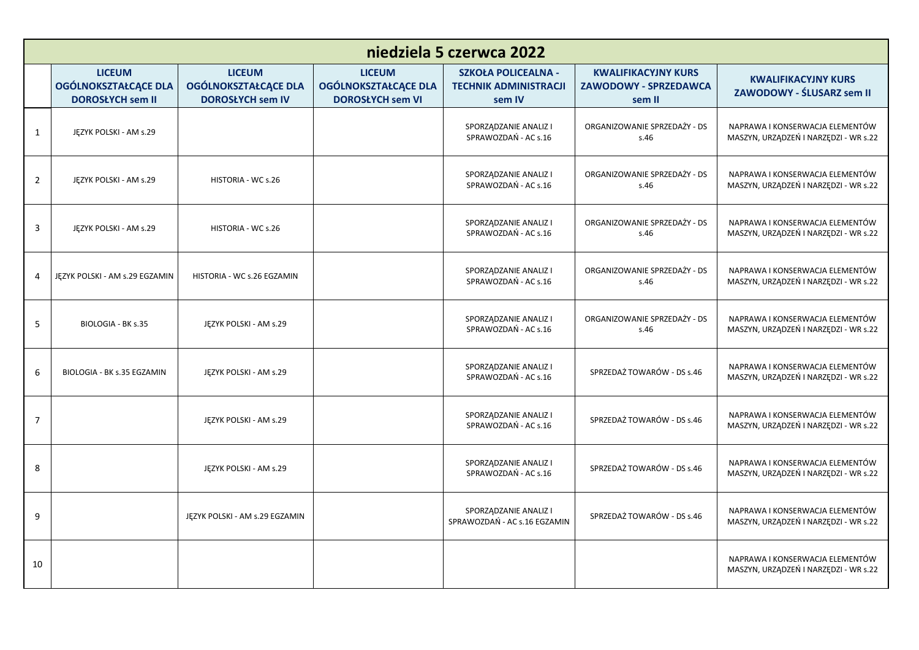| niedziela 5 czerwca 2022 | | | | | | |
|---|---|---|---|---|---|---|
| | **LICEUM OGÓLNOKSZTAŁCĄCE DLA DOROSŁYCH sem II** | **LICEUM OGÓLNOKSZTAŁCĄCE DLA DOROSŁYCH sem IV** | **LICEUM OGÓLNOKSZTAŁCĄCE DLA DOROSŁYCH sem VI** | **SZKOŁA POLICEALNA - TECHNIK ADMINISTRACJI sem IV** | **KWALIFIKACYJNY KURS ZAWODOWY - SPRZEDAWCA sem II** | **KWALIFIKACYJNY KURS ZAWODOWY - ŚLUSARZ sem II** |
| 1 | JĘZYK POLSKI - AM s.29 | | | SPORZĄDZANIE ANALIZ I SPRAWOZDAŃ - AC s.16 | ORGANIZOWANIE SPRZEDAŻY - DS s.46 | NAPRAWA I KONSERWACJA ELEMENTÓW MASZYN, URZĄDZEŃ I NARZĘDZI - WR s.22 |
| 2 | JĘZYK POLSKI - AM s.29 | HISTORIA - WC s.26 | | SPORZĄDZANIE ANALIZ I SPRAWOZDAŃ - AC s.16 | ORGANIZOWANIE SPRZEDAŻY - DS s.46 | NAPRAWA I KONSERWACJA ELEMENTÓW MASZYN, URZĄDZEŃ I NARZĘDZI - WR s.22 |
| 3 | JĘZYK POLSKI - AM s.29 | HISTORIA - WC s.26 | | SPORZĄDZANIE ANALIZ I SPRAWOZDAŃ - AC s.16 | ORGANIZOWANIE SPRZEDAŻY - DS s.46 | NAPRAWA I KONSERWACJA ELEMENTÓW MASZYN, URZĄDZEŃ I NARZĘDZI - WR s.22 |
| 4 | JĘZYK POLSKI - AM s.29 EGZAMIN | HISTORIA - WC s.26 EGZAMIN | | SPORZĄDZANIE ANALIZ I SPRAWOZDAŃ - AC s.16 | ORGANIZOWANIE SPRZEDAŻY - DS s.46 | NAPRAWA I KONSERWACJA ELEMENTÓW MASZYN, URZĄDZEŃ I NARZĘDZI - WR s.22 |
| 5 | BIOLOGIA - BK s.35 | JĘZYK POLSKI - AM s.29 | | SPORZĄDZANIE ANALIZ I SPRAWOZDAŃ - AC s.16 | ORGANIZOWANIE SPRZEDAŻY - DS s.46 | NAPRAWA I KONSERWACJA ELEMENTÓW MASZYN, URZĄDZEŃ I NARZĘDZI - WR s.22 |
| 6 | BIOLOGIA - BK s.35 EGZAMIN | JĘZYK POLSKI - AM s.29 | | SPORZĄDZANIE ANALIZ I SPRAWOZDAŃ - AC s.16 | SPRZEDAŻ TOWARÓW - DS s.46 | NAPRAWA I KONSERWACJA ELEMENTÓW MASZYN, URZĄDZEŃ I NARZĘDZI - WR s.22 |
| 7 | | JĘZYK POLSKI - AM s.29 | | SPORZĄDZANIE ANALIZ I SPRAWOZDAŃ - AC s.16 | SPRZEDAŻ TOWARÓW - DS s.46 | NAPRAWA I KONSERWACJA ELEMENTÓW MASZYN, URZĄDZEŃ I NARZĘDZI - WR s.22 |
| 8 | | JĘZYK POLSKI - AM s.29 | | SPORZĄDZANIE ANALIZ I SPRAWOZDAŃ - AC s.16 | SPRZEDAŻ TOWARÓW - DS s.46 | NAPRAWA I KONSERWACJA ELEMENTÓW MASZYN, URZĄDZEŃ I NARZĘDZI - WR s.22 |
| 9 | | JĘZYK POLSKI - AM s.29 EGZAMIN | | SPORZĄDZANIE ANALIZ I SPRAWOZDAŃ - AC s.16 EGZAMIN | SPRZEDAŻ TOWARÓW - DS s.46 | NAPRAWA I KONSERWACJA ELEMENTÓW MASZYN, URZĄDZEŃ I NARZĘDZI - WR s.22 |
| 10 | | | | | | NAPRAWA I KONSERWACJA ELEMENTÓW MASZYN, URZĄDZEŃ I NARZĘDZI - WR s.22 |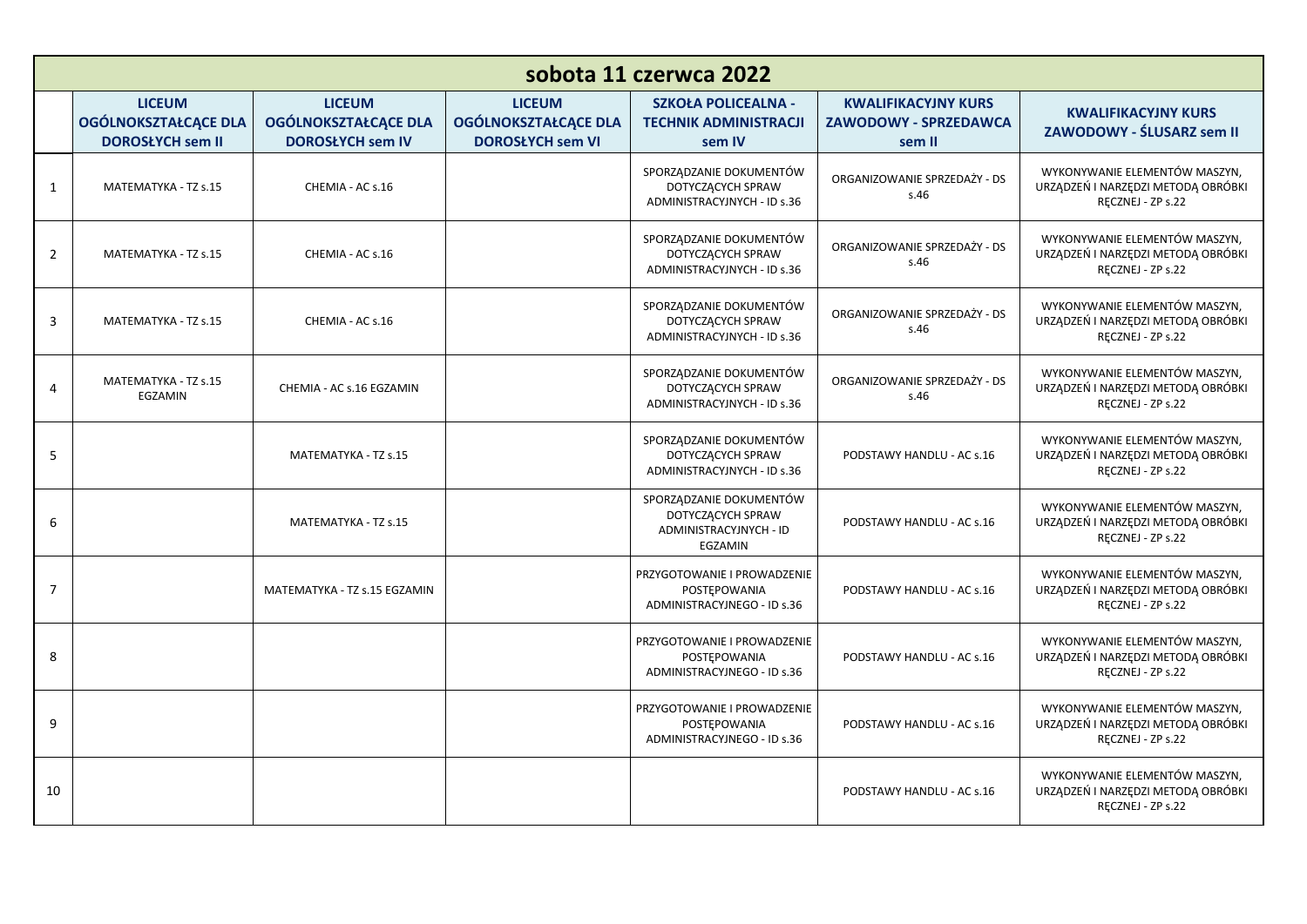## sobota 11 czerwca 2022

| | LICEUM OGÓLNOKSZTAŁCĄCE DLA DOROSŁYCH sem II | LICEUM OGÓLNOKSZTAŁCĄCE DLA DOROSŁYCH sem IV | LICEUM OGÓLNOKSZTAŁCĄCE DLA DOROSŁYCH sem VI | SZKOŁA POLICEALNA - TECHNIK ADMINISTRACJI sem IV | KWALIFIKACYJNY KURS ZAWODOWY - SPRZEDAWCA sem II | KWALIFIKACYJNY KURS ZAWODOWY - ŚLUSARZ sem II |
|---|---|---|---|---|---|---|
| 1 | MATEMATYKA - TZ s.15 | CHEMIA - AC s.16 | | SPORZĄDZANIE DOKUMENTÓW DOTYCZĄCYCH SPRAW ADMINISTRACYJNYCH - ID s.36 | ORGANIZOWANIE SPRZEDAŻY - DS s.46 | WYKONYWANIE ELEMENTÓW MASZYN, URZĄDZEŃ I NARZĘDZI METODĄ OBRÓBKI RĘCZNEJ - ZP s.22 |
| 2 | MATEMATYKA - TZ s.15 | CHEMIA - AC s.16 | | SPORZĄDZANIE DOKUMENTÓW DOTYCZĄCYCH SPRAW ADMINISTRACYJNYCH - ID s.36 | ORGANIZOWANIE SPRZEDAŻY - DS s.46 | WYKONYWANIE ELEMENTÓW MASZYN, URZĄDZEŃ I NARZĘDZI METODĄ OBRÓBKI RĘCZNEJ - ZP s.22 |
| 3 | MATEMATYKA - TZ s.15 | CHEMIA - AC s.16 | | SPORZĄDZANIE DOKUMENTÓW DOTYCZĄCYCH SPRAW ADMINISTRACYJNYCH - ID s.36 | ORGANIZOWANIE SPRZEDAŻY - DS s.46 | WYKONYWANIE ELEMENTÓW MASZYN, URZĄDZEŃ I NARZĘDZI METODĄ OBRÓBKI RĘCZNEJ - ZP s.22 |
| 4 | MATEMATYKA - TZ s.15 EGZAMIN | CHEMIA - AC s.16 EGZAMIN | | SPORZĄDZANIE DOKUMENTÓW DOTYCZĄCYCH SPRAW ADMINISTRACYJNYCH - ID s.36 | ORGANIZOWANIE SPRZEDAŻY - DS s.46 | WYKONYWANIE ELEMENTÓW MASZYN, URZĄDZEŃ I NARZĘDZI METODĄ OBRÓBKI RĘCZNEJ - ZP s.22 |
| 5 | | MATEMATYKA - TZ s.15 | | SPORZĄDZANIE DOKUMENTÓW DOTYCZĄCYCH SPRAW ADMINISTRACYJNYCH - ID s.36 | PODSTAWY HANDLU - AC s.16 | WYKONYWANIE ELEMENTÓW MASZYN, URZĄDZEŃ I NARZĘDZI METODĄ OBRÓBKI RĘCZNEJ - ZP s.22 |
| 6 | | MATEMATYKA - TZ s.15 | | SPORZĄDZANIE DOKUMENTÓW DOTYCZĄCYCH SPRAW ADMINISTRACYJNYCH - ID EGZAMIN | PODSTAWY HANDLU - AC s.16 | WYKONYWANIE ELEMENTÓW MASZYN, URZĄDZEŃ I NARZĘDZI METODĄ OBRÓBKI RĘCZNEJ - ZP s.22 |
| 7 | | MATEMATYKA - TZ s.15 EGZAMIN | | PRZYGOTOWANIE I PROWADZENIE POSTĘPOWANIA ADMINISTRACYJNEGO - ID s.36 | PODSTAWY HANDLU - AC s.16 | WYKONYWANIE ELEMENTÓW MASZYN, URZĄDZEŃ I NARZĘDZI METODĄ OBRÓBKI RĘCZNEJ - ZP s.22 |
| 8 | | | | PRZYGOTOWANIE I PROWADZENIE POSTĘPOWANIA ADMINISTRACYJNEGO - ID s.36 | PODSTAWY HANDLU - AC s.16 | WYKONYWANIE ELEMENTÓW MASZYN, URZĄDZEŃ I NARZĘDZI METODĄ OBRÓBKI RĘCZNEJ - ZP s.22 |
| 9 | | | | PRZYGOTOWANIE I PROWADZENIE POSTĘPOWANIA ADMINISTRACYJNEGO - ID s.36 | PODSTAWY HANDLU - AC s.16 | WYKONYWANIE ELEMENTÓW MASZYN, URZĄDZEŃ I NARZĘDZI METODĄ OBRÓBKI RĘCZNEJ - ZP s.22 |
| 10 | | | | | PODSTAWY HANDLU - AC s.16 | WYKONYWANIE ELEMENTÓW MASZYN, URZĄDZEŃ I NARZĘDZI METODĄ OBRÓBKI RĘCZNEJ - ZP s.22 |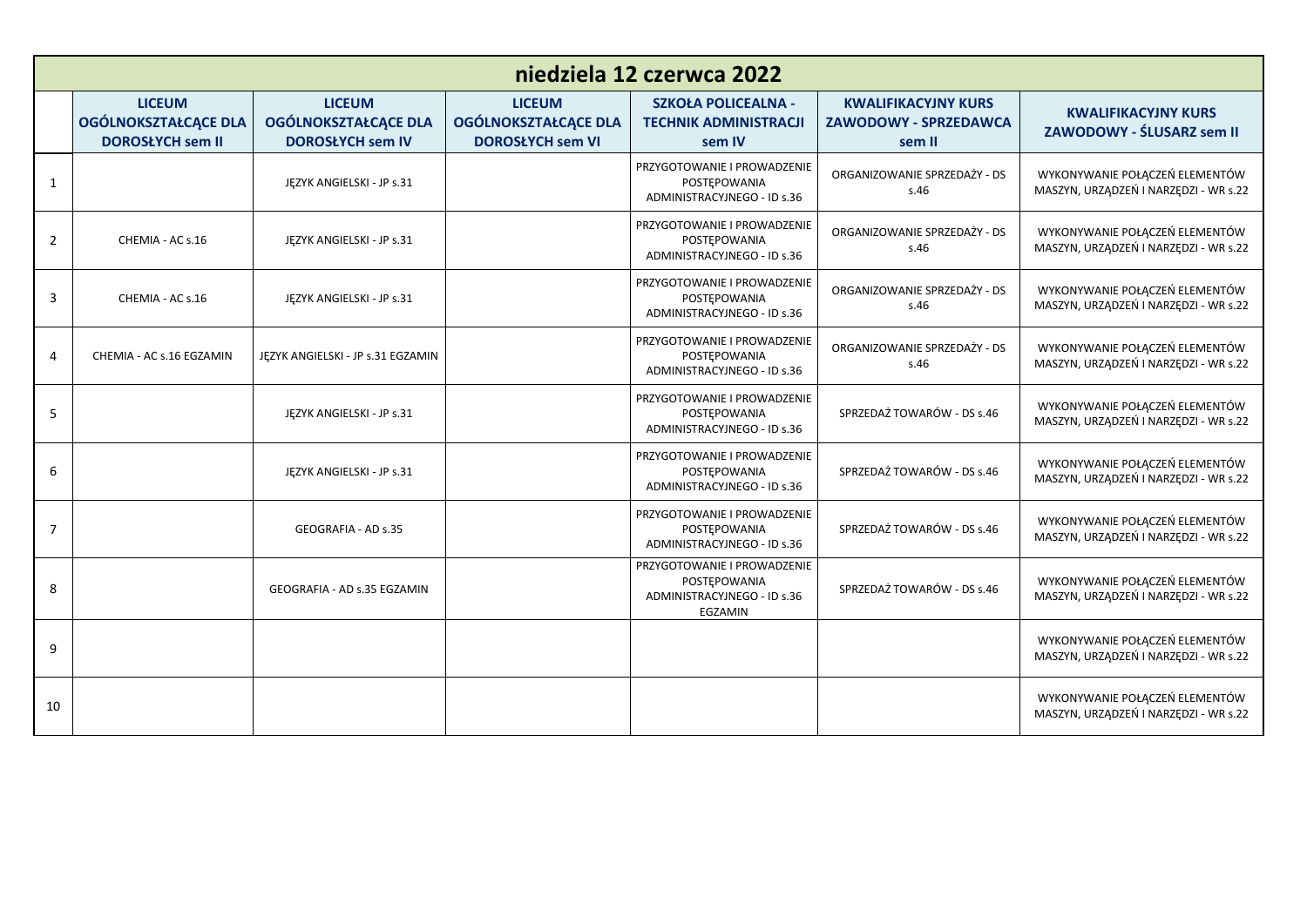| niedziela 12 czerwca 2022 | | | | | | |
|---|---|---|---|---|---|---|
| | **LICEUM OGÓLNOKSZTAŁCĄCE DLA DOROSŁYCH sem II** | **LICEUM OGÓLNOKSZTAŁCĄCE DLA DOROSŁYCH sem IV** | **LICEUM OGÓLNOKSZTAŁCĄCE DLA DOROSŁYCH sem VI** | **SZKOŁA POLICEALNA - TECHNIK ADMINISTRACJI sem IV** | **KWALIFIKACYJNY KURS ZAWODOWY - SPRZEDAWCA sem II** | **KWALIFIKACYJNY KURS ZAWODOWY - ŚLUSARZ sem II** |
| 1 | | JĘZYK ANGIELSKI - JP s.31 | | PRZYGOTOWANIE I PROWADZENIE POSTĘPOWANIA ADMINISTRACYJNEGO - ID s.36 | ORGANIZOWANIE SPRZEDAŻY - DS s.46 | WYKONYWANIE POŁĄCZEŃ ELEMENTÓW MASZYN, URZĄDZEŃ I NARZĘDZI - WR s.22 |
| 2 | CHEMIA - AC s.16 | JĘZYK ANGIELSKI - JP s.31 | | PRZYGOTOWANIE I PROWADZENIE POSTĘPOWANIA ADMINISTRACYJNEGO - ID s.36 | ORGANIZOWANIE SPRZEDAŻY - DS s.46 | WYKONYWANIE POŁĄCZEŃ ELEMENTÓW MASZYN, URZĄDZEŃ I NARZĘDZI - WR s.22 |
| 3 | CHEMIA - AC s.16 | JĘZYK ANGIELSKI - JP s.31 | | PRZYGOTOWANIE I PROWADZENIE POSTĘPOWANIA ADMINISTRACYJNEGO - ID s.36 | ORGANIZOWANIE SPRZEDAŻY - DS s.46 | WYKONYWANIE POŁĄCZEŃ ELEMENTÓW MASZYN, URZĄDZEŃ I NARZĘDZI - WR s.22 |
| 4 | CHEMIA - AC s.16 EGZAMIN | JĘZYK ANGIELSKI - JP s.31 EGZAMIN | | PRZYGOTOWANIE I PROWADZENIE POSTĘPOWANIA ADMINISTRACYJNEGO - ID s.36 | ORGANIZOWANIE SPRZEDAŻY - DS s.46 | WYKONYWANIE POŁĄCZEŃ ELEMENTÓW MASZYN, URZĄDZEŃ I NARZĘDZI - WR s.22 |
| 5 | | JĘZYK ANGIELSKI - JP s.31 | | PRZYGOTOWANIE I PROWADZENIE POSTĘPOWANIA ADMINISTRACYJNEGO - ID s.36 | SPRZEDAŻ TOWARÓW - DS s.46 | WYKONYWANIE POŁĄCZEŃ ELEMENTÓW MASZYN, URZĄDZEŃ I NARZĘDZI - WR s.22 |
| 6 | | JĘZYK ANGIELSKI - JP s.31 | | PRZYGOTOWANIE I PROWADZENIE POSTĘPOWANIA ADMINISTRACYJNEGO - ID s.36 | SPRZEDAŻ TOWARÓW - DS s.46 | WYKONYWANIE POŁĄCZEŃ ELEMENTÓW MASZYN, URZĄDZEŃ I NARZĘDZI - WR s.22 |
| 7 | | GEOGRAFIA - AD s.35 | | PRZYGOTOWANIE I PROWADZENIE POSTĘPOWANIA ADMINISTRACYJNEGO - ID s.36 | SPRZEDAŻ TOWARÓW - DS s.46 | WYKONYWANIE POŁĄCZEŃ ELEMENTÓW MASZYN, URZĄDZEŃ I NARZĘDZI - WR s.22 |
| 8 | | GEOGRAFIA - AD s.35 EGZAMIN | | PRZYGOTOWANIE I PROWADZENIE POSTĘPOWANIA ADMINISTRACYJNEGO - ID s.36 EGZAMIN | SPRZEDAŻ TOWARÓW - DS s.46 | WYKONYWANIE POŁĄCZEŃ ELEMENTÓW MASZYN, URZĄDZEŃ I NARZĘDZI - WR s.22 |
| 9 | | | | | | WYKONYWANIE POŁĄCZEŃ ELEMENTÓW MASZYN, URZĄDZEŃ I NARZĘDZI - WR s.22 |
| 10 | | | | | | WYKONYWANIE POŁĄCZEŃ ELEMENTÓW MASZYN, URZĄDZEŃ I NARZĘDZI - WR s.22 |